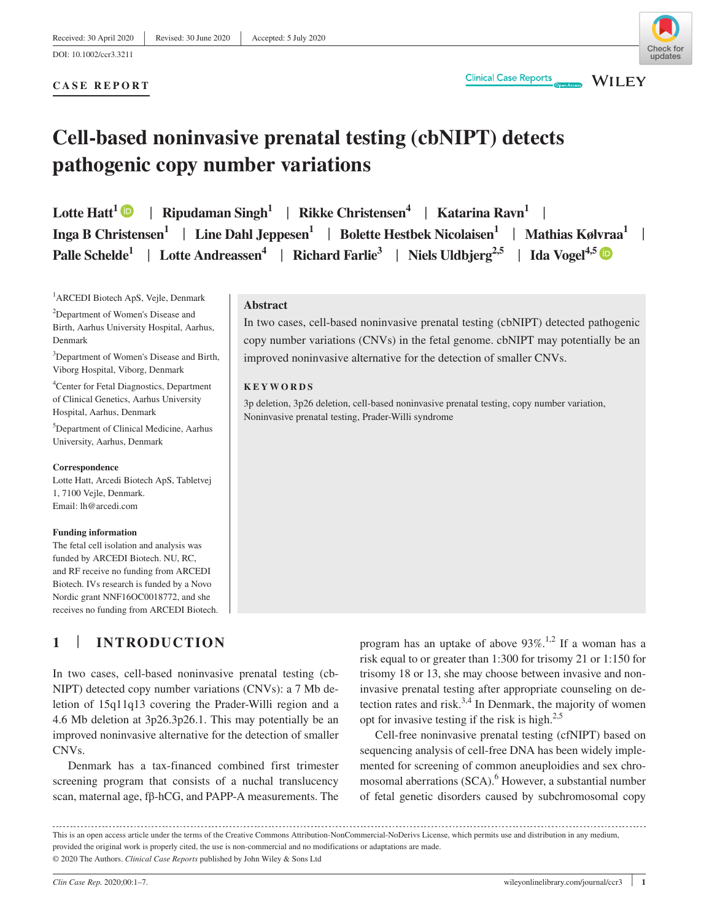Received: 30 April 2020 | Revised: 30 June 2020 | Accepted: 5 July 2020

DOI: 10.1002/ccr3.3211

**CASE REPORT**

# Cell-based noninvasive prenatal testing (cbNIPT) detects pathogenic copy number variations

Lotte Hatt[1] | Ripudaman Singh[1] | Rikke Christensen[4] | Katarina Ravn[1] | Inga B Christensen[1] | Line Dahl Jeppesen[1] | Bolette Hestbek Nicolaisen[1] | Mathias Kølvraa[1] | Palle Schelde[1] | Lotte Andreassen[4] | Richard Farlie[3] | Niels Uldbjerg[2,5] | Ida Vogel[4,5]

[1]ARCEDI Biotech ApS, Vejle, Denmark

[2]Department of Women's Disease and Birth, Aarhus University Hospital, Aarhus, Denmark

[3]Department of Women's Disease and Birth, Viborg Hospital, Viborg, Denmark

[4]Center for Fetal Diagnostics, Department of Clinical Genetics, Aarhus University Hospital, Aarhus, Denmark

[5]Department of Clinical Medicine, Aarhus University, Aarhus, Denmark

**Correspondence**
Lotte Hatt, Arcedi Biotech ApS, Tabletvej 1, 7100 Vejle, Denmark.
Email: lh@arcedi.com

**Funding information**
The fetal cell isolation and analysis was funded by ARCEDI Biotech. NU, RC, and RF receive no funding from ARCEDI Biotech. IVs research is funded by a Novo Nordic grant NNF16OC0018772, and she receives no funding from ARCEDI Biotech.

## Abstract

In two cases, cell-based noninvasive prenatal testing (cbNIPT) detected pathogenic copy number variations (CNVs) in the fetal genome. cbNIPT may potentially be an improved noninvasive alternative for the detection of smaller CNVs.

**KEYWORDS**

3p deletion, 3p26 deletion, cell-based noninvasive prenatal testing, copy number variation, Noninvasive prenatal testing, Prader-Willi syndrome

## 1 | INTRODUCTION

In two cases, cell-based noninvasive prenatal testing (cbNIPT) detected copy number variations (CNVs): a 7 Mb deletion of 15q11q13 covering the Prader-Willi region and a 4.6 Mb deletion at 3p26.3p26.1. This may potentially be an improved noninvasive alternative for the detection of smaller CNVs.

Denmark has a tax-financed combined first trimester screening program that consists of a nuchal translucency scan, maternal age, fβ-hCG, and PAPP-A measurements. The program has an uptake of above 93%.[1,2] If a woman has a risk equal to or greater than 1:300 for trisomy 21 or 1:150 for trisomy 18 or 13, she may choose between invasive and noninvasive prenatal testing after appropriate counseling on detection rates and risk.[3,4] In Denmark, the majority of women opt for invasive testing if the risk is high.[2,5]

Cell-free noninvasive prenatal testing (cfNIPT) based on sequencing analysis of cell-free DNA has been widely implemented for screening of common aneuploidies and sex chromosomal aberrations (SCA).[6] However, a substantial number of fetal genetic disorders caused by subchromosomal copy

This is an open access article under the terms of the Creative Commons Attribution-NonCommercial-NoDerivs License, which permits use and distribution in any medium, provided the original work is properly cited, the use is non-commercial and no modifications or adaptations are made.
© 2020 The Authors. *Clinical Case Reports* published by John Wiley & Sons Ltd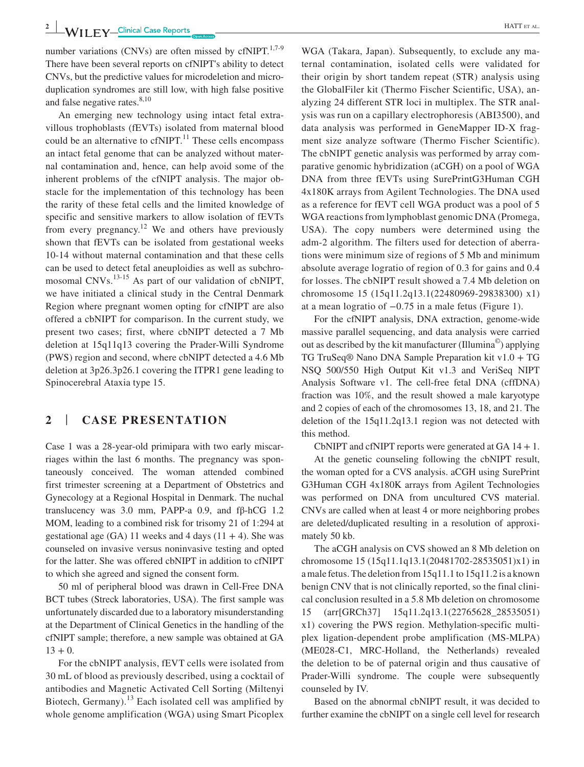number variations (CNVs) are often missed by cfNIPT.[1,7-9] There have been several reports on cfNIPT's ability to detect CNVs, but the predictive values for microdeletion and microduplication syndromes are still low, with high false positive and false negative rates.[8,10]

An emerging new technology using intact fetal extravillous trophoblasts (fEVTs) isolated from maternal blood could be an alternative to cfNIPT.[11] These cells encompass an intact fetal genome that can be analyzed without maternal contamination and, hence, can help avoid some of the inherent problems of the cfNIPT analysis. The major obstacle for the implementation of this technology has been the rarity of these fetal cells and the limited knowledge of specific and sensitive markers to allow isolation of fEVTs from every pregnancy.[12] We and others have previously shown that fEVTs can be isolated from gestational weeks 10-14 without maternal contamination and that these cells can be used to detect fetal aneuploidies as well as subchromosomal CNVs.[13-15] As part of our validation of cbNIPT, we have initiated a clinical study in the Central Denmark Region where pregnant women opting for cfNIPT are also offered a cbNIPT for comparison. In the current study, we present two cases; first, where cbNIPT detected a 7 Mb deletion at 15q11q13 covering the Prader-Willi Syndrome (PWS) region and second, where cbNIPT detected a 4.6 Mb deletion at 3p26.3p26.1 covering the ITPR1 gene leading to Spinocerebral Ataxia type 15.

## 2 | CASE PRESENTATION

Case 1 was a 28-year-old primipara with two early miscarriages within the last 6 months. The pregnancy was spontaneously conceived. The woman attended combined first trimester screening at a Department of Obstetrics and Gynecology at a Regional Hospital in Denmark. The nuchal translucency was 3.0 mm, PAPP-a 0.9, and fβ-hCG 1.2 MOM, leading to a combined risk for trisomy 21 of 1:294 at gestational age (GA) 11 weeks and 4 days (11 + 4). She was counseled on invasive versus noninvasive testing and opted for the latter. She was offered cbNIPT in addition to cfNIPT to which she agreed and signed the consent form.

50 ml of peripheral blood was drawn in Cell-Free DNA BCT tubes (Streck laboratories, USA). The first sample was unfortunately discarded due to a laboratory misunderstanding at the Department of Clinical Genetics in the handling of the cfNIPT sample; therefore, a new sample was obtained at GA 13 + 0.

For the cbNIPT analysis, fEVT cells were isolated from 30 mL of blood as previously described, using a cocktail of antibodies and Magnetic Activated Cell Sorting (Miltenyi Biotech, Germany).[13] Each isolated cell was amplified by whole genome amplification (WGA) using Smart Picoplex WGA (Takara, Japan). Subsequently, to exclude any maternal contamination, isolated cells were validated for their origin by short tandem repeat (STR) analysis using the GlobalFiler kit (Thermo Fischer Scientific, USA), analyzing 24 different STR loci in multiplex. The STR analysis was run on a capillary electrophoresis (ABI3500), and data analysis was performed in GeneMapper ID-X fragment size analyze software (Thermo Fischer Scientific). The cbNIPT genetic analysis was performed by array comparative genomic hybridization (aCGH) on a pool of WGA DNA from three fEVTs using SurePrintG3Human CGH 4x180K arrays from Agilent Technologies. The DNA used as a reference for fEVT cell WGA product was a pool of 5 WGA reactions from lymphoblast genomic DNA (Promega, USA). The copy numbers were determined using the adm-2 algorithm. The filters used for detection of aberrations were minimum size of regions of 5 Mb and minimum absolute average logratio of region of 0.3 for gains and 0.4 for losses. The cbNIPT result showed a 7.4 Mb deletion on chromosome 15 (15q11.2q13.1(22480969-29838300) x1) at a mean logratio of −0.75 in a male fetus (Figure 1).

For the cfNIPT analysis, DNA extraction, genome-wide massive parallel sequencing, and data analysis were carried out as described by the kit manufacturer (Illumina©) applying TG TruSeq® Nano DNA Sample Preparation kit v1.0 + TG NSQ 500/550 High Output Kit v1.3 and VeriSeq NIPT Analysis Software v1. The cell-free fetal DNA (cffDNA) fraction was 10%, and the result showed a male karyotype and 2 copies of each of the chromosomes 13, 18, and 21. The deletion of the 15q11.2q13.1 region was not detected with this method.

CbNIPT and cfNIPT reports were generated at GA 14 + 1.

At the genetic counseling following the cbNIPT result, the woman opted for a CVS analysis. aCGH using SurePrint G3Human CGH 4x180K arrays from Agilent Technologies was performed on DNA from uncultured CVS material. CNVs are called when at least 4 or more neighboring probes are deleted/duplicated resulting in a resolution of approximately 50 kb.

The aCGH analysis on CVS showed an 8 Mb deletion on chromosome 15 (15q11.1q13.1(20481702-28535051)x1) in a male fetus. The deletion from 15q11.1 to 15q11.2 is a known benign CNV that is not clinically reported, so the final clinical conclusion resulted in a 5.8 Mb deletion on chromosome 15 (arr[GRCh37] 15q11.2q13.1(22765628_28535051) x1) covering the PWS region. Methylation-specific multiplex ligation-dependent probe amplification (MS-MLPA) (ME028-C1, MRC-Holland, the Netherlands) revealed the deletion to be of paternal origin and thus causative of Prader-Willi syndrome. The couple were subsequently counseled by IV.

Based on the abnormal cbNIPT result, it was decided to further examine the cbNIPT on a single cell level for research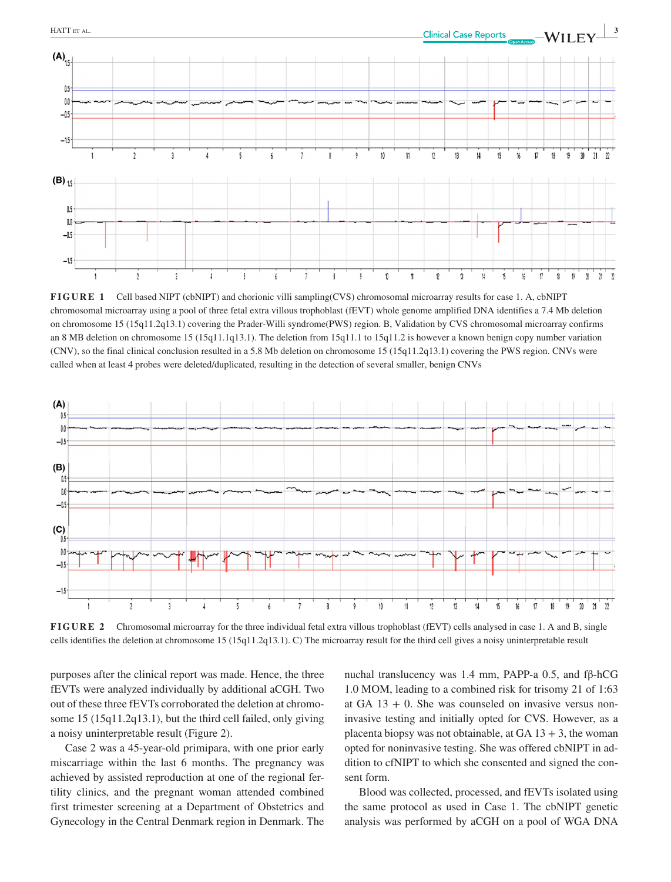**FIGURE 1** Cell based NIPT (cbNIPT) and chorionic villi sampling(CVS) chromosomal microarray results for case 1. A, cbNIPT chromosomal microarray using a pool of three fetal extra villous trophoblast (fEVT) whole genome amplified DNA identifies a 7.4 Mb deletion on chromosome 15 (15q11.2q13.1) covering the Prader-Willi syndrome(PWS) region. B, Validation by CVS chromosomal microarray confirms an 8 MB deletion on chromosome 15 (15q11.1q13.1). The deletion from 15q11.1 to 15q11.2 is however a known benign copy number variation (CNV), so the final clinical conclusion resulted in a 5.8 Mb deletion on chromosome 15 (15q11.2q13.1) covering the PWS region. CNVs were called when at least 4 probes were deleted/duplicated, resulting in the detection of several smaller, benign CNVs

**FIGURE 2** Chromosomal microarray for the three individual fetal extra villous trophoblast (fEVT) cells analysed in case 1. A and B, single cells identifies the deletion at chromosome 15 (15q11.2q13.1). C) The microarray result for the third cell gives a noisy uninterpretable result

purposes after the clinical report was made. Hence, the three fEVTs were analyzed individually by additional aCGH. Two out of these three fEVTs corroborated the deletion at chromosome 15 (15q11.2q13.1), but the third cell failed, only giving a noisy uninterpretable result (Figure 2).

Case 2 was a 45-year-old primipara, with one prior early miscarriage within the last 6 months. The pregnancy was achieved by assisted reproduction at one of the regional fertility clinics, and the pregnant woman attended combined first trimester screening at a Department of Obstetrics and Gynecology in the Central Denmark region in Denmark. The nuchal translucency was 1.4 mm, PAPP-a 0.5, and fβ-hCG 1.0 MOM, leading to a combined risk for trisomy 21 of 1:63 at GA 13 + 0. She was counseled on invasive versus noninvasive testing and initially opted for CVS. However, as a placenta biopsy was not obtainable, at GA 13 + 3, the woman opted for noninvasive testing. She was offered cbNIPT in addition to cfNIPT to which she consented and signed the consent form.

Blood was collected, processed, and fEVTs isolated using the same protocol as used in Case 1. The cbNIPT genetic analysis was performed by aCGH on a pool of WGA DNA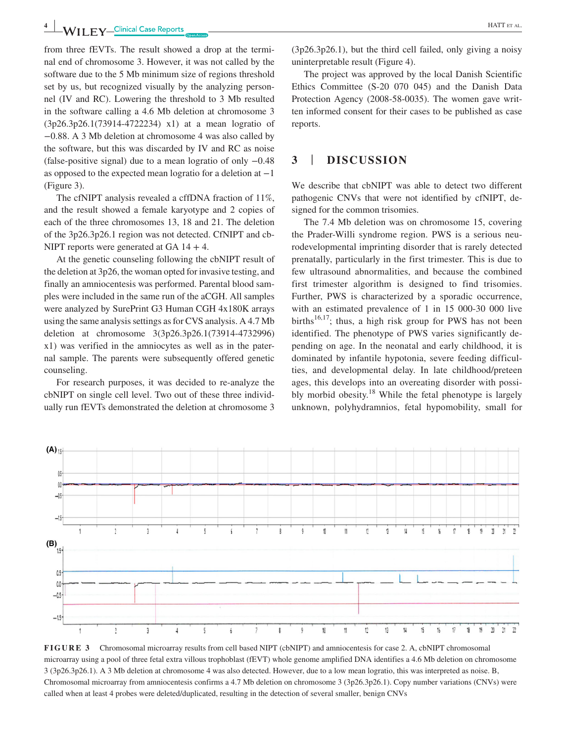from three fEVTs. The result showed a drop at the terminal end of chromosome 3. However, it was not called by the software due to the 5 Mb minimum size of regions threshold set by us, but recognized visually by the analyzing personnel (IV and RC). Lowering the threshold to 3 Mb resulted in the software calling a 4.6 Mb deletion at chromosome 3 (3p26.3p26.1(73914-4722234) x1) at a mean logratio of −0.88. A 3 Mb deletion at chromosome 4 was also called by the software, but this was discarded by IV and RC as noise (false-positive signal) due to a mean logratio of only −0.48 as opposed to the expected mean logratio for a deletion at −1 (Figure 3).

The cfNIPT analysis revealed a cffDNA fraction of 11%, and the result showed a female karyotype and 2 copies of each of the three chromosomes 13, 18 and 21. The deletion of the 3p26.3p26.1 region was not detected. CfNIPT and cbNIPT reports were generated at GA 14 + 4.

At the genetic counseling following the cbNIPT result of the deletion at 3p26, the woman opted for invasive testing, and finally an amniocentesis was performed. Parental blood samples were included in the same run of the aCGH. All samples were analyzed by SurePrint G3 Human CGH 4x180K arrays using the same analysis settings as for CVS analysis. A 4.7 Mb deletion at chromosome 3(3p26.3p26.1(73914-4732996) x1) was verified in the amniocytes as well as in the paternal sample. The parents were subsequently offered genetic counseling.

For research purposes, it was decided to re-analyze the cbNIPT on single cell level. Two out of these three individually run fEVTs demonstrated the deletion at chromosome 3 (3p26.3p26.1), but the third cell failed, only giving a noisy uninterpretable result (Figure 4).

The project was approved by the local Danish Scientific Ethics Committee (S-20 070 045) and the Danish Data Protection Agency (2008-58-0035). The women gave written informed consent for their cases to be published as case reports.

## 3 | DISCUSSION

We describe that cbNIPT was able to detect two different pathogenic CNVs that were not identified by cfNIPT, designed for the common trisomies.

The 7.4 Mb deletion was on chromosome 15, covering the Prader-Willi syndrome region. PWS is a serious neurodevelopmental imprinting disorder that is rarely detected prenatally, particularly in the first trimester. This is due to few ultrasound abnormalities, and because the combined first trimester algorithm is designed to find trisomies. Further, PWS is characterized by a sporadic occurrence, with an estimated prevalence of 1 in 15 000-30 000 live births[16,17]; thus, a high risk group for PWS has not been identified. The phenotype of PWS varies significantly depending on age. In the neonatal and early childhood, it is dominated by infantile hypotonia, severe feeding difficulties, and developmental delay. In late childhood/preteen ages, this develops into an overeating disorder with possibly morbid obesity.[18] While the fetal phenotype is largely unknown, polyhydramnios, fetal hypomobility, small for

**FIGURE 3** Chromosomal microarray results from cell based NIPT (cbNIPT) and amniocentesis for case 2. A, cbNIPT chromosomal microarray using a pool of three fetal extra villous trophoblast (fEVT) whole genome amplified DNA identifies a 4.6 Mb deletion on chromosome 3 (3p26.3p26.1). A 3 Mb deletion at chromosome 4 was also detected. However, due to a low mean logratio, this was interpreted as noise. B, Chromosomal microarray from amniocentesis confirms a 4.7 Mb deletion on chromosome 3 (3p26.3p26.1). Copy number variations (CNVs) were called when at least 4 probes were deleted/duplicated, resulting in the detection of several smaller, benign CNVs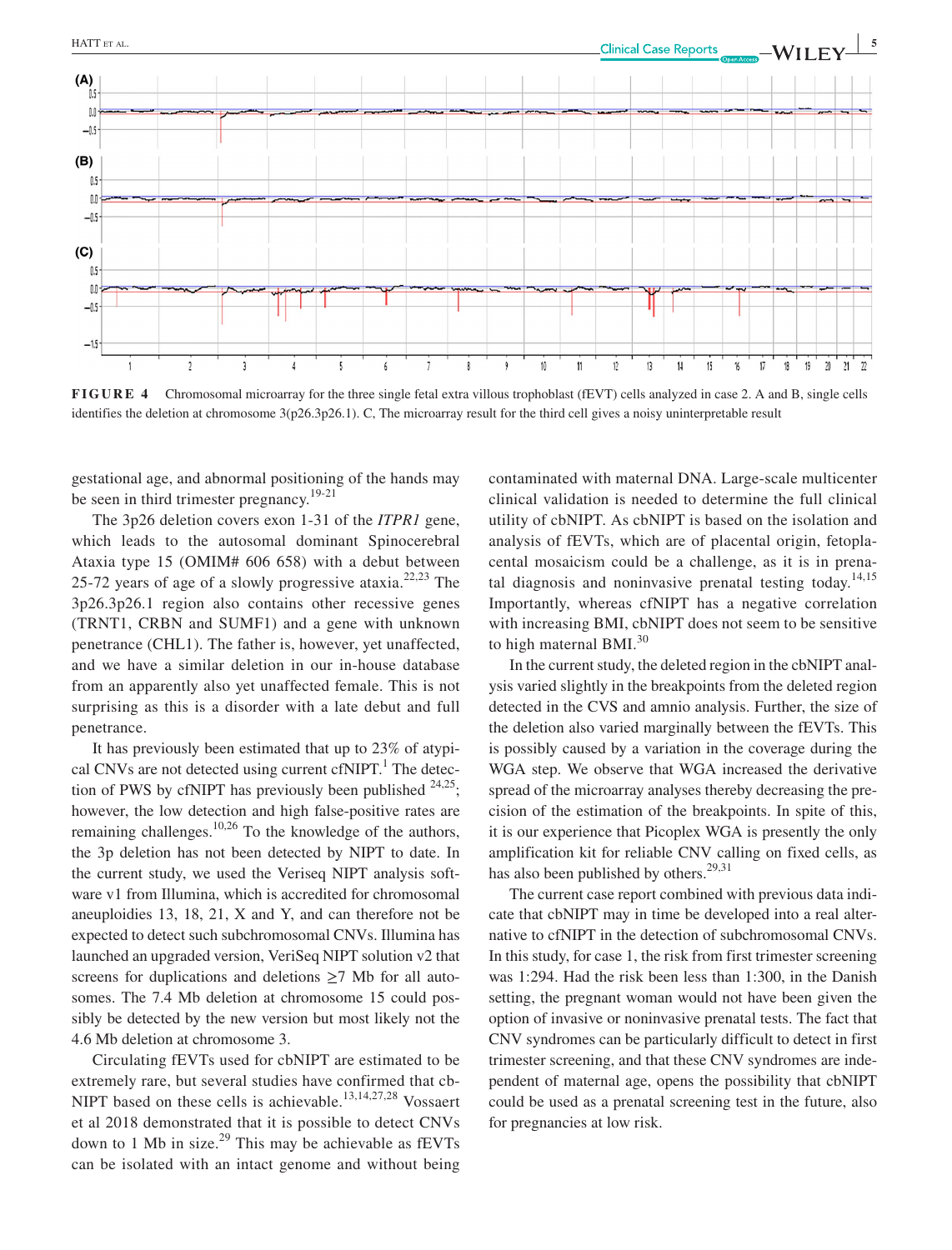**FIGURE 4** Chromosomal microarray for the three single fetal extra villous trophoblast (fEVT) cells analyzed in case 2. A and B, single cells identifies the deletion at chromosome 3(p26.3p26.1). C, The microarray result for the third cell gives a noisy uninterpretable result

gestational age, and abnormal positioning of the hands may be seen in third trimester pregnancy.[19-21]

The 3p26 deletion covers exon 1-31 of the *ITPR1* gene, which leads to the autosomal dominant Spinocerebral Ataxia type 15 (OMIM# 606 658) with a debut between 25-72 years of age of a slowly progressive ataxia.[22,23] The 3p26.3p26.1 region also contains other recessive genes (TRNT1, CRBN and SUMF1) and a gene with unknown penetrance (CHL1). The father is, however, yet unaffected, and we have a similar deletion in our in-house database from an apparently also yet unaffected female. This is not surprising as this is a disorder with a late debut and full penetrance.

It has previously been estimated that up to 23% of atypical CNVs are not detected using current cfNIPT.[1] The detection of PWS by cfNIPT has previously been published [24,25]; however, the low detection and high false-positive rates are remaining challenges.[10,26] To the knowledge of the authors, the 3p deletion has not been detected by NIPT to date. In the current study, we used the Veriseq NIPT analysis software v1 from Illumina, which is accredited for chromosomal aneuploidies 13, 18, 21, X and Y, and can therefore not be expected to detect such subchromosomal CNVs. Illumina has launched an upgraded version, VeriSeq NIPT solution v2 that screens for duplications and deletions ≥7 Mb for all autosomes. The 7.4 Mb deletion at chromosome 15 could possibly be detected by the new version but most likely not the 4.6 Mb deletion at chromosome 3.

Circulating fEVTs used for cbNIPT are estimated to be extremely rare, but several studies have confirmed that cbNIPT based on these cells is achievable.[13,14,27,28] Vossaert et al 2018 demonstrated that it is possible to detect CNVs down to 1 Mb in size.[29] This may be achievable as fEVTs can be isolated with an intact genome and without being contaminated with maternal DNA. Large-scale multicenter clinical validation is needed to determine the full clinical utility of cbNIPT. As cbNIPT is based on the isolation and analysis of fEVTs, which are of placental origin, fetoplacental mosaicism could be a challenge, as it is in prenatal diagnosis and noninvasive prenatal testing today.[14,15] Importantly, whereas cfNIPT has a negative correlation with increasing BMI, cbNIPT does not seem to be sensitive to high maternal BMI.[30]

In the current study, the deleted region in the cbNIPT analysis varied slightly in the breakpoints from the deleted region detected in the CVS and amnio analysis. Further, the size of the deletion also varied marginally between the fEVTs. This is possibly caused by a variation in the coverage during the WGA step. We observe that WGA increased the derivative spread of the microarray analyses thereby decreasing the precision of the estimation of the breakpoints. In spite of this, it is our experience that Picoplex WGA is presently the only amplification kit for reliable CNV calling on fixed cells, as has also been published by others.[29,31]

The current case report combined with previous data indicate that cbNIPT may in time be developed into a real alternative to cfNIPT in the detection of subchromosomal CNVs. In this study, for case 1, the risk from first trimester screening was 1:294. Had the risk been less than 1:300, in the Danish setting, the pregnant woman would not have been given the option of invasive or noninvasive prenatal tests. The fact that CNV syndromes can be particularly difficult to detect in first trimester screening, and that these CNV syndromes are independent of maternal age, opens the possibility that cbNIPT could be used as a prenatal screening test in the future, also for pregnancies at low risk.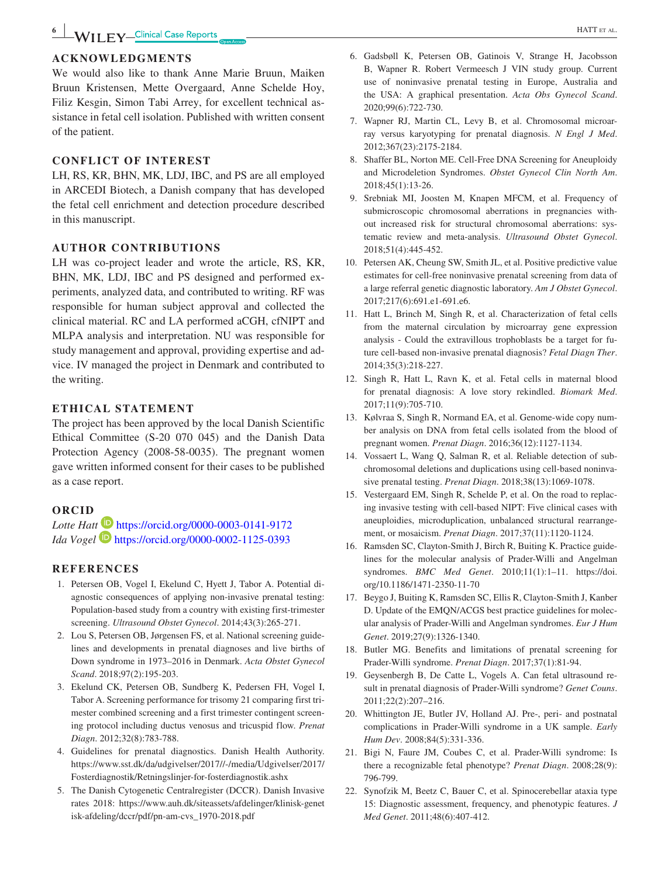## ACKNOWLEDGMENTS

We would also like to thank Anne Marie Bruun, Maiken Bruun Kristensen, Mette Overgaard, Anne Schelde Hoy, Filiz Kesgin, Simon Tabi Arrey, for excellent technical assistance in fetal cell isolation. Published with written consent of the patient.

## CONFLICT OF INTEREST

LH, RS, KR, BHN, MK, LDJ, IBC, and PS are all employed in ARCEDI Biotech, a Danish company that has developed the fetal cell enrichment and detection procedure described in this manuscript.

## AUTHOR CONTRIBUTIONS

LH was co-project leader and wrote the article, RS, KR, BHN, MK, LDJ, IBC and PS designed and performed experiments, analyzed data, and contributed to writing. RF was responsible for human subject approval and collected the clinical material. RC and LA performed aCGH, cfNIPT and MLPA analysis and interpretation. NU was responsible for study management and approval, providing expertise and advice. IV managed the project in Denmark and contributed to the writing.

## ETHICAL STATEMENT

The project has been approved by the local Danish Scientific Ethical Committee (S-20 070 045) and the Danish Data Protection Agency (2008-58-0035). The pregnant women gave written informed consent for their cases to be published as a case report.

## ORCID

*Lotte Hatt* https://orcid.org/0000-0003-0141-9172
*Ida Vogel* https://orcid.org/0000-0002-1125-0393

## REFERENCES

1. Petersen OB, Vogel I, Ekelund C, Hyett J, Tabor A. Potential diagnostic consequences of applying non-invasive prenatal testing: Population-based study from a country with existing first-trimester screening. *Ultrasound Obstet Gynecol*. 2014;43(3):265-271.
2. Lou S, Petersen OB, Jørgensen FS, et al. National screening guidelines and developments in prenatal diagnoses and live births of Down syndrome in 1973–2016 in Denmark. *Acta Obstet Gynecol Scand*. 2018;97(2):195-203.
3. Ekelund CK, Petersen OB, Sundberg K, Pedersen FH, Vogel I, Tabor A. Screening performance for trisomy 21 comparing first trimester combined screening and a first trimester contingent screening protocol including ductus venosus and tricuspid flow. *Prenat Diagn*. 2012;32(8):783-788.
4. Guidelines for prenatal diagnostics. Danish Health Authority. https://www.sst.dk/da/udgivelser/2017//-/media/Udgivelser/2017/Fosterdiagnostik/Retningslinjer-for-fosterdiagnostik.ashx
5. The Danish Cytogenetic Centralregister (DCCR). Danish Invasive rates 2018: https://www.auh.dk/siteassets/afdelinger/klinisk-genetisk-afdeling/dccr/pdf/pn-am-cvs_1970-2018.pdf
6. Gadsbøll K, Petersen OB, Gatinois V, Strange H, Jacobsson B, Wapner R. Robert Vermeesch J VIN study group. Current use of noninvasive prenatal testing in Europe, Australia and the USA: A graphical presentation. *Acta Obs Gynecol Scand*. 2020;99(6):722-730.
7. Wapner RJ, Martin CL, Levy B, et al. Chromosomal microarray versus karyotyping for prenatal diagnosis. *N Engl J Med*. 2012;367(23):2175-2184.
8. Shaffer BL, Norton ME. Cell-Free DNA Screening for Aneuploidy and Microdeletion Syndromes. *Obstet Gynecol Clin North Am*. 2018;45(1):13-26.
9. Srebniak MI, Joosten M, Knapen MFCM, et al. Frequency of submicroscopic chromosomal aberrations in pregnancies without increased risk for structural chromosomal aberrations: systematic review and meta-analysis. *Ultrasound Obstet Gynecol*. 2018;51(4):445-452.
10. Petersen AK, Cheung SW, Smith JL, et al. Positive predictive value estimates for cell-free noninvasive prenatal screening from data of a large referral genetic diagnostic laboratory. *Am J Obstet Gynecol*. 2017;217(6):691.e1-691.e6.
11. Hatt L, Brinch M, Singh R, et al. Characterization of fetal cells from the maternal circulation by microarray gene expression analysis - Could the extravillous trophoblasts be a target for future cell-based non-invasive prenatal diagnosis? *Fetal Diagn Ther*. 2014;35(3):218-227.
12. Singh R, Hatt L, Ravn K, et al. Fetal cells in maternal blood for prenatal diagnosis: A love story rekindled. *Biomark Med*. 2017;11(9):705-710.
13. Kølvraa S, Singh R, Normand EA, et al. Genome-wide copy number analysis on DNA from fetal cells isolated from the blood of pregnant women. *Prenat Diagn*. 2016;36(12):1127-1134.
14. Vossaert L, Wang Q, Salman R, et al. Reliable detection of subchromosomal deletions and duplications using cell-based noninvasive prenatal testing. *Prenat Diagn*. 2018;38(13):1069-1078.
15. Vestergaard EM, Singh R, Schelde P, et al. On the road to replacing invasive testing with cell-based NIPT: Five clinical cases with aneuploidies, microduplication, unbalanced structural rearrangement, or mosaicism. *Prenat Diagn*. 2017;37(11):1120-1124.
16. Ramsden SC, Clayton-Smith J, Birch R, Buiting K. Practice guidelines for the molecular analysis of Prader-Willi and Angelman syndromes. *BMC Med Genet*. 2010;11(1):1–11. https://doi.org/10.1186/1471-2350-11-70
17. Beygo J, Buiting K, Ramsden SC, Ellis R, Clayton-Smith J, Kanber D. Update of the EMQN/ACGS best practice guidelines for molecular analysis of Prader-Willi and Angelman syndromes. *Eur J Hum Genet*. 2019;27(9):1326-1340.
18. Butler MG. Benefits and limitations of prenatal screening for Prader-Willi syndrome. *Prenat Diagn*. 2017;37(1):81-94.
19. Geysenbergh B, De Catte L, Vogels A. Can fetal ultrasound result in prenatal diagnosis of Prader-Willi syndrome? *Genet Couns*. 2011;22(2):207–216.
20. Whittington JE, Butler JV, Holland AJ. Pre-, peri- and postnatal complications in Prader-Willi syndrome in a UK sample. *Early Hum Dev*. 2008;84(5):331-336.
21. Bigi N, Faure JM, Coubes C, et al. Prader-Willi syndrome: Is there a recognizable fetal phenotype? *Prenat Diagn*. 2008;28(9):796-799.
22. Synofzik M, Beetz C, Bauer C, et al. Spinocerebellar ataxia type 15: Diagnostic assessment, frequency, and phenotypic features. *J Med Genet*. 2011;48(6):407-412.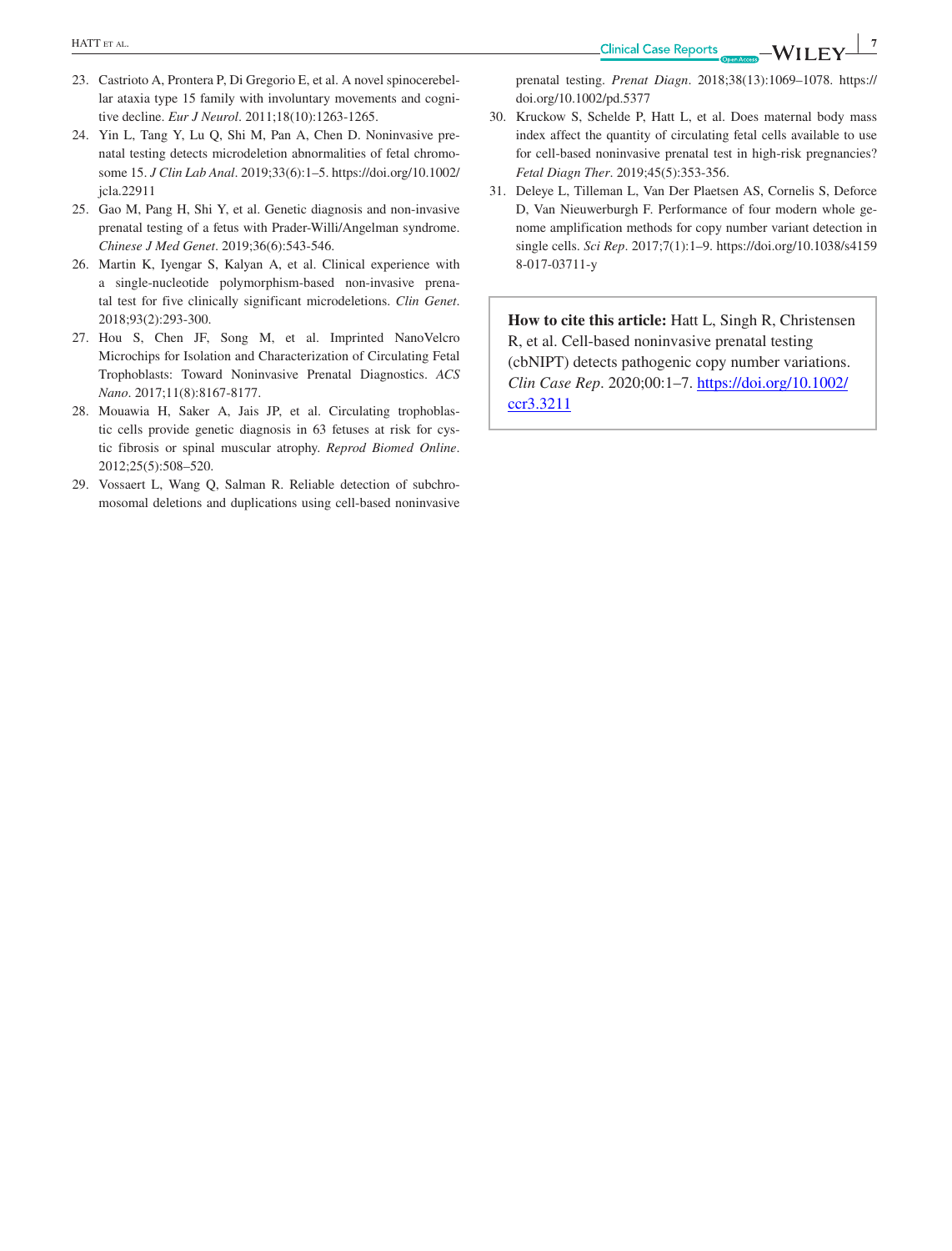23. Castrioto A, Prontera P, Di Gregorio E, et al. A novel spinocerebellar ataxia type 15 family with involuntary movements and cognitive decline. *Eur J Neurol*. 2011;18(10):1263-1265.
24. Yin L, Tang Y, Lu Q, Shi M, Pan A, Chen D. Noninvasive prenatal testing detects microdeletion abnormalities of fetal chromosome 15. *J Clin Lab Anal*. 2019;33(6):1–5. https://doi.org/10.1002/jcla.22911
25. Gao M, Pang H, Shi Y, et al. Genetic diagnosis and non-invasive prenatal testing of a fetus with Prader-Willi/Angelman syndrome. *Chinese J Med Genet*. 2019;36(6):543-546.
26. Martin K, Iyengar S, Kalyan A, et al. Clinical experience with a single-nucleotide polymorphism-based non-invasive prenatal test for five clinically significant microdeletions. *Clin Genet*. 2018;93(2):293-300.
27. Hou S, Chen JF, Song M, et al. Imprinted NanoVelcro Microchips for Isolation and Characterization of Circulating Fetal Trophoblasts: Toward Noninvasive Prenatal Diagnostics. *ACS Nano*. 2017;11(8):8167-8177.
28. Mouawia H, Saker A, Jais JP, et al. Circulating trophoblastic cells provide genetic diagnosis in 63 fetuses at risk for cystic fibrosis or spinal muscular atrophy. *Reprod Biomed Online*. 2012;25(5):508–520.
29. Vossaert L, Wang Q, Salman R. Reliable detection of subchromosomal deletions and duplications using cell-based noninvasive prenatal testing. *Prenat Diagn*. 2018;38(13):1069–1078. https://doi.org/10.1002/pd.5377
30. Kruckow S, Schelde P, Hatt L, et al. Does maternal body mass index affect the quantity of circulating fetal cells available to use for cell-based noninvasive prenatal test in high-risk pregnancies? *Fetal Diagn Ther*. 2019;45(5):353-356.
31. Deleye L, Tilleman L, Van Der Plaetsen AS, Cornelis S, Deforce D, Van Nieuwerburgh F. Performance of four modern whole genome amplification methods for copy number variant detection in single cells. *Sci Rep*. 2017;7(1):1–9. https://doi.org/10.1038/s41598-017-03711-y

**How to cite this article:** Hatt L, Singh R, Christensen R, et al. Cell-based noninvasive prenatal testing (cbNIPT) detects pathogenic copy number variations. *Clin Case Rep*. 2020;00:1–7. https://doi.org/10.1002/ccr3.3211